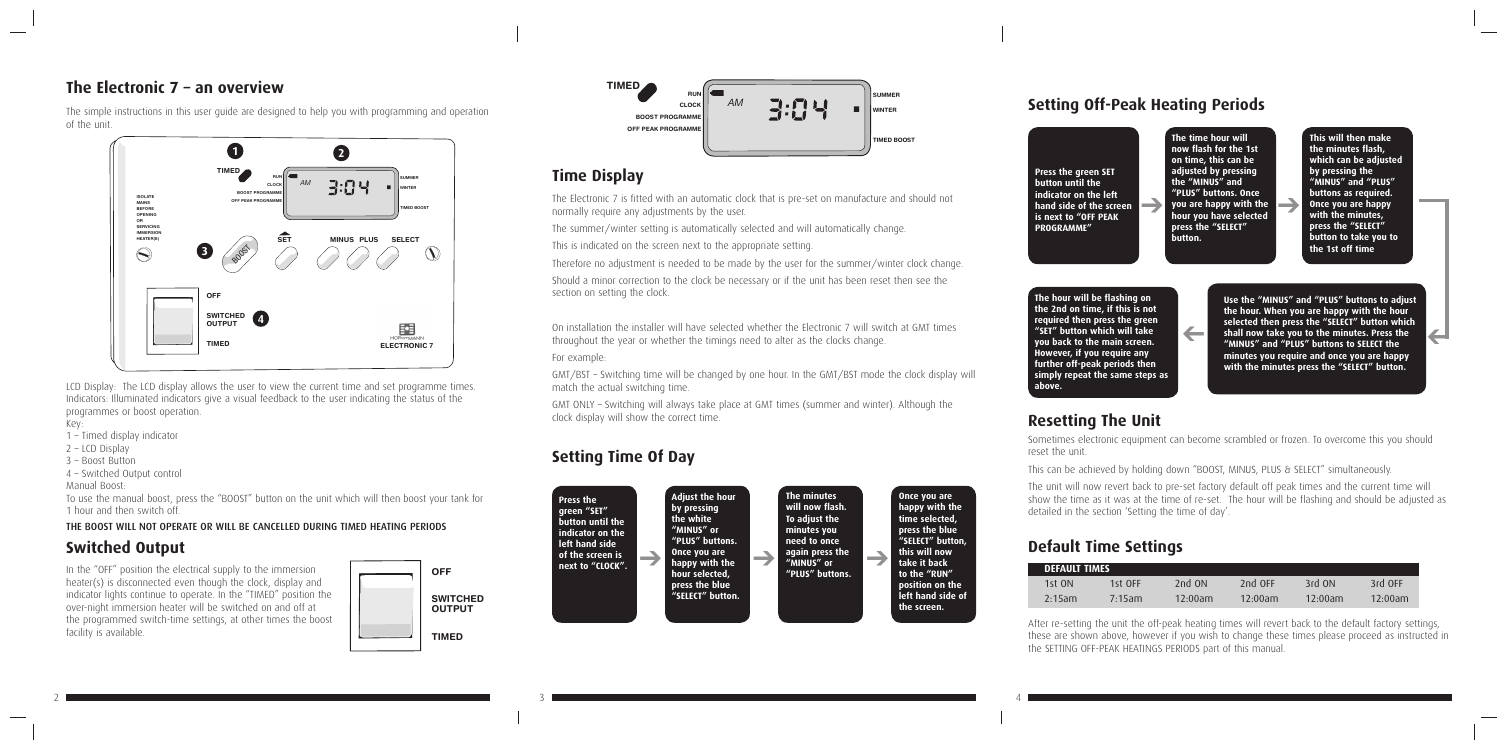## The Electronic 7 – an overview

The simple instructions in this user guide are designed to help you with programming and operation of the unit.

LCD Display: The LCD display allows the user to view the current time and set programme times. Indicators: Illuminated indicators give a visual feedback to the user indicating the status of the programmes or boost operation.

Key:

1 – Timed display indicator

2 – LCD Display

3 – Boost Button

4 – Switched Output control

Manual Boost:

To use the manual boost, press the "BOOST" button on the unit which will then boost your tank for 1 hour and then switch off.

**THE BOOST WILL NOT OPERATE OR WILL BE CANCELLED DURING TIMED HEATING PERIODS**

## Switched Output

In the "OFF" position the electrical supply to the immersion heater(s) is disconnected even though the clock, display and indicator lights continue to operate. In the "TIMED" position the over-night immersion heater will be switched on and off at the programmed switch-time settings, at other times the boost facility is available.

## Time Display

The Electronic 7 is fitted with an automatic clock that is pre-set on manufacture and should not normally require any adjustments by the user.

The summer/winter setting is automatically selected and will automatically change.

This is indicated on the screen next to the appropriate setting.

Therefore no adjustment is needed to be made by the user for the summer/winter clock change.

Should a minor correction to the clock be necessary or if the unit has been reset then see the section on setting the clock.

On installation the installer will have selected whether the Electronic 7 will switch at GMT times throughout the year or whether the timings need to alter as the clocks change.

For example:

GMT/BST – Switching time will be changed by one hour. In the GMT/BST mode the clock display will match the actual switching time.

GMT ONLY – Switching will always take place at GMT times (summer and winter). Although the clock display will show the correct time.

## Setting Time Of Day

**Press the green "SET" button until the indicator on the left hand side of the screen is next to "CLOCK".** → **Adjust the hour by pressing the white "MINUS" or "PLUS" buttons. Once you are happy with the hour selected, press the blue "SELECT" button.** → **The minutes will now flash. To adjust the minutes you need to once again press the "MINUS" or "PLUS" buttons.** → **Once you are happy with the time selected, press the blue "SELECT" button, this will now take it back to the "RUN" position on the left hand side of the screen.**

## Setting Off-Peak Heating Periods

**Press the green SET button until the indicator on the left hand side of the screen is next to "OFF PEAK PROGRAMME"** → **The time hour will now flash for the 1st on time, this can be adjusted by pressing the "MINUS" and "PLUS" buttons. Once you are happy with the hour you have selected press the "SELECT" button.** → **This will then make the minutes flash, which can be adjusted by pressing the "MINUS" and "PLUS" buttons as required. Once you are happy with the minutes, press the "SELECT" button to take you to the 1st off time** → **Use the "MINUS" and "PLUS" buttons to adjust the hour. When you are happy with the hour selected then press the "SELECT" button which shall now take you to the minutes. Press the "MINUS" and "PLUS" buttons to SELECT the minutes you require and once you are happy with the minutes press the "SELECT" button.** → **The hour will be flashing on the 2nd on time, if this is not required then press the green "SET" button which will take you back to the main screen. However, if you require any further off-peak periods then simply repeat the same steps as above.**

## Resetting The Unit

Sometimes electronic equipment can become scrambled or frozen. To overcome this you should reset the unit.

This can be achieved by holding down "BOOST, MINUS, PLUS & SELECT" simultaneously.

The unit will now revert back to pre-set factory default off peak times and the current time will show the time as it was at the time of re-set. The hour will be flashing and should be adjusted as detailed in the section 'Setting the time of day'.

## Default Time Settings

| DEFAULT TIMES | | | | | |
|---|---|---|---|---|---|
| 1st ON | 1st OFF | 2nd ON | 2nd OFF | 3rd ON | 3rd OFF |
| 2:15am | 7:15am | 12:00am | 12:00am | 12:00am | 12:00am |

After re-setting the unit the off-peak heating times will revert back to the default factory settings, these are shown above, however if you wish to change these times please proceed as instructed in the SETTING OFF-PEAK HEATINGS PERIODS part of this manual.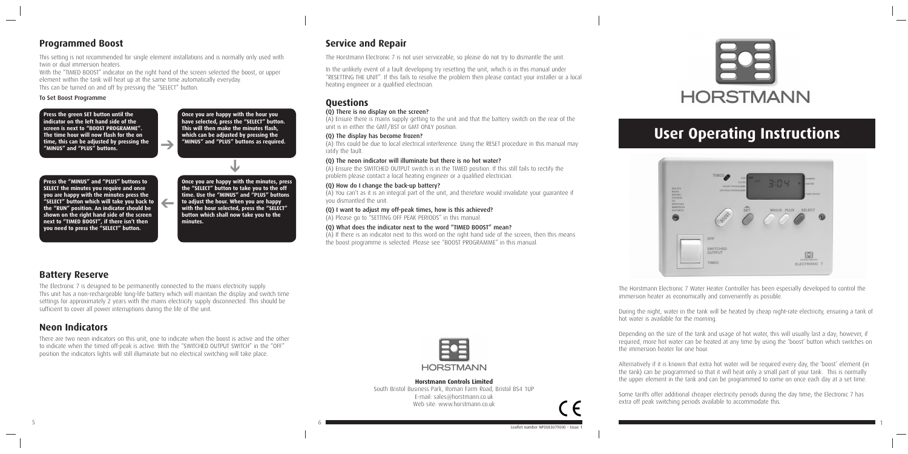## Programmed Boost

This setting is not recommended for single element installations and is normally only used with twin or dual immersion heaters.

With the "TIMED BOOST" indicator on the right hand of the screen selected the boost, or upper element within the tank will heat up at the same time automatically everyday.

This can be turned on and off by pressing the "SELECT" button.

#### To Set Boost Programme

**Press the green SET button until the indicator on the left hand side of the screen is next to "BOOST PROGRAMME". The time hour will now flash for the on time, this can be adjusted by pressing the "MINUS" and "PLUS" buttons.**

→

**Once you are happy with the hour you have selected, press the "SELECT" button. This will then make the minutes flash, which can be adjusted by pressing the "MINUS" and "PLUS" buttons as required.**

↓

**Once you are happy with the minutes, press the "SELECT" button to take you to the off time. Use the "MINUS" and "PLUS" buttons to adjust the hour. When you are happy with the hour selected, press the "SELECT" button which shall now take you to the minutes.**

←

**Press the "MINUS" and "PLUS" buttons to SELECT the minutes you require and once you are happy with the minutes press the "SELECT" button which will take you back to the "RUN" position. An indicator should be shown on the right hand side of the screen next to "TIMED BOOST", if there isn't then you need to press the "SELECT" button.**

## Battery Reserve

The Electronic 7 is designed to be permanently connected to the mains electricity supply. This unit has a non-rechargeable long-life battery which will maintain the display and switch time settings for approximately 2 years with the mains electricity supply disconnected. This should be sufficient to cover all power interruptions during the life of the unit.

## Neon Indicators

There are two neon indicators on this unit, one to indicate when the boost is active and the other to indicate when the timed off-peak is active. With the "SWITCHED OUTPUT SWITCH" in the "OFF" position the indicators lights will still illuminate but no electrical switching will take place.

## Service and Repair

The Horstmann Electronic 7 is not user serviceable, so please do not try to dismantle the unit.

In the unlikely event of a fault developing try resetting the unit, which is in this manual under "RESETTING THE UNIT". If this fails to resolve the problem then please contact your installer or a local heating engineer or a qualified electrician.

## Questions

#### (Q) There is no display on the screen?

(A) Ensure there is mains supply getting to the unit and that the battery switch on the rear of the unit is in either the GMT/BST or GMT ONLY position.

#### (Q) The display has become frozen?

(A) This could be due to local electrical interference. Using the RESET procedure in this manual may ratify the fault.

#### (Q) The neon indicator will illuminate but there is no hot water?

(A) Ensure the SWITCHED OUTPUT switch is in the TIMED position. If this still fails to rectify the problem please contact a local heating engineer or a qualified electrician.

#### (Q) How do I change the back-up battery?

(A) You can't as it is an integral part of the unit, and therefore would invalidate your guarantee if you dismantled the unit.

#### (Q) I want to adjust my off-peak times, how is this achieved?

(A) Please go to "SETTING OFF PEAK PERIODS" in this manual.

#### (Q) What does the indicator next to the word "TIMED BOOST" mean?

(A) If there is an indicator next to this word on the right hand side of the screen, then this means the boost programme is selected. Please see "BOOST PROGRAMME" in this manual.

HORSTMANN

**Horstmann Controls Limited**

South Bristol Business Park, Roman Farm Road, Bristol BS4 1UP

E-mail: sales@horstmann.co.uk

Web site: www.horstmann.co.uk

CE

Leaflet number NP0083079000 – Issue 1

HORSTMANN

# User Operating Instructions

The Horstmann Electronic 7 Water Heater Controller has been especially developed to control the immersion heater as economically and conveniently as possible.

During the night, water in the tank will be heated by cheap night-rate electricity, ensuring a tank of hot water is available for the morning.

Depending on the size of the tank and usage of hot water, this will usually last a day; however, if required, more hot water can be heated at any time by using the 'boost' button which switches on the immersion heater for one hour.

Alternatively if it is known that extra hot water will be required every day, the 'boost' element (in the tank) can be programmed so that it will heat only a small part of your tank. This is normally the upper element in the tank and can be programmed to come on once each day at a set time.

Some tariffs offer additional cheaper electricity periods during the day time; the Electronic 7 has extra off peak switching periods available to accommodate this.